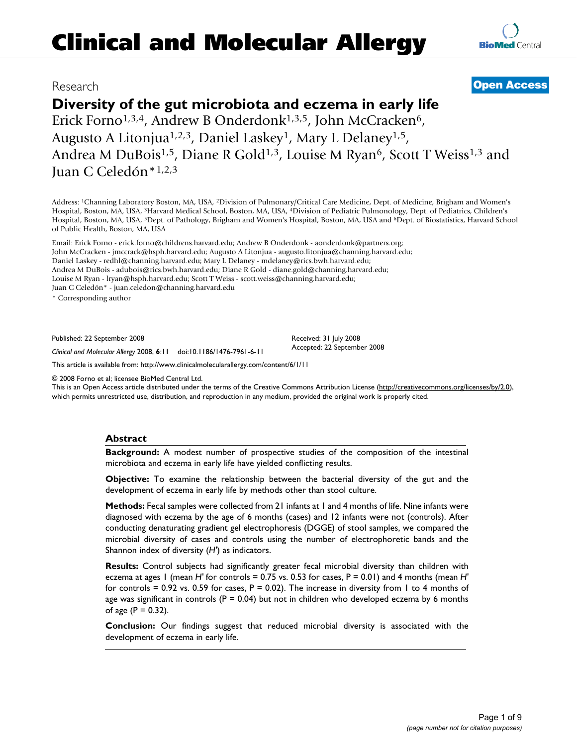Clinical and Molecular Allergy

Research

**Open Access**

# Diversity of the gut microbiota and eczema in early life

Erick Forno[1,3,4], Andrew B Onderdonk[1,3,5], John McCracken[6], Augusto A Litonjua[1,2,3], Daniel Laskey[1], Mary L Delaney[1,5], Andrea M DuBois[1,5], Diane R Gold[1,3], Louise M Ryan[6], Scott T Weiss[1,3] and Juan C Celedón*[1,2,3]

Address: [1]Channing Laboratory Boston, MA, USA, [2]Division of Pulmonary/Critical Care Medicine, Dept. of Medicine, Brigham and Women's Hospital, Boston, MA, USA, [3]Harvard Medical School, Boston, MA, USA, [4]Division of Pediatric Pulmonology, Dept. of Pediatrics, Children's Hospital, Boston, MA, USA, [5]Dept. of Pathology, Brigham and Women's Hospital, Boston, MA, USA and [6]Dept. of Biostatistics, Harvard School of Public Health, Boston, MA, USA

Email: Erick Forno - erick.forno@childrens.harvard.edu; Andrew B Onderdonk - aonderdonk@partners.org; John McCracken - jmccrack@hsph.harvard.edu; Augusto A Litonjua - augusto.litonjua@channing.harvard.edu; Daniel Laskey - redhl@channing.harvard.edu; Mary L Delaney - mdelaney@rics.bwh.harvard.edu; Andrea M DuBois - adubois@rics.bwh.harvard.edu; Diane R Gold - diane.gold@channing.harvard.edu; Louise M Ryan - lryan@hsph.harvard.edu; Scott T Weiss - scott.weiss@channing.harvard.edu; Juan C Celedón* - juan.celedon@channing.harvard.edu

* Corresponding author

Published: 22 September 2008

*Clinical and Molecular Allergy* 2008, **6**:11 doi:10.1186/1476-7961-6-11

Received: 31 July 2008
Accepted: 22 September 2008

This article is available from: http://www.clinicalmolecularallergy.com/content/6/1/11

© 2008 Forno et al; licensee BioMed Central Ltd.
This is an Open Access article distributed under the terms of the Creative Commons Attribution License (http://creativecommons.org/licenses/by/2.0), which permits unrestricted use, distribution, and reproduction in any medium, provided the original work is properly cited.

## Abstract

**Background:** A modest number of prospective studies of the composition of the intestinal microbiota and eczema in early life have yielded conflicting results.

**Objective:** To examine the relationship between the bacterial diversity of the gut and the development of eczema in early life by methods other than stool culture.

**Methods:** Fecal samples were collected from 21 infants at 1 and 4 months of life. Nine infants were diagnosed with eczema by the age of 6 months (cases) and 12 infants were not (controls). After conducting denaturating gradient gel electrophoresis (DGGE) of stool samples, we compared the microbial diversity of cases and controls using the number of electrophoretic bands and the Shannon index of diversity ($H'$) as indicators.

**Results:** Control subjects had significantly greater fecal microbial diversity than children with eczema at ages 1 (mean $H'$ for controls = 0.75 vs. 0.53 for cases, $P = 0.01$) and 4 months (mean $H'$ for controls = 0.92 vs. 0.59 for cases, $P = 0.02$). The increase in diversity from 1 to 4 months of age was significant in controls ($P = 0.04$) but not in children who developed eczema by 6 months of age ($P = 0.32$).

**Conclusion:** Our findings suggest that reduced microbial diversity is associated with the development of eczema in early life.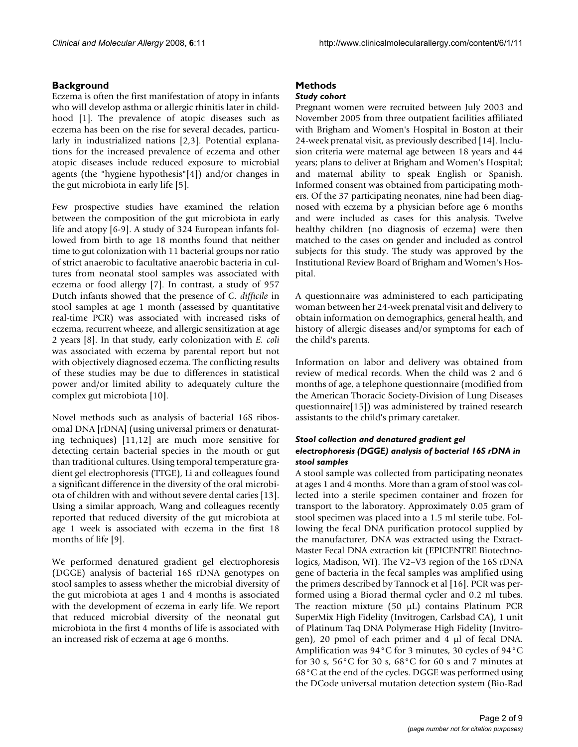## Background

Eczema is often the first manifestation of atopy in infants who will develop asthma or allergic rhinitis later in childhood [1]. The prevalence of atopic diseases such as eczema has been on the rise for several decades, particularly in industrialized nations [2,3]. Potential explanations for the increased prevalence of eczema and other atopic diseases include reduced exposure to microbial agents (the "hygiene hypothesis"[4]) and/or changes in the gut microbiota in early life [5].

Few prospective studies have examined the relation between the composition of the gut microbiota in early life and atopy [6-9]. A study of 324 European infants followed from birth to age 18 months found that neither time to gut colonization with 11 bacterial groups nor ratio of strict anaerobic to facultative anaerobic bacteria in cultures from neonatal stool samples was associated with eczema or food allergy [7]. In contrast, a study of 957 Dutch infants showed that the presence of *C. difficile* in stool samples at age 1 month (assessed by quantitative real-time PCR) was associated with increased risks of eczema, recurrent wheeze, and allergic sensitization at age 2 years [8]. In that study, early colonization with *E. coli* was associated with eczema by parental report but not with objectively diagnosed eczema. The conflicting results of these studies may be due to differences in statistical power and/or limited ability to adequately culture the complex gut microbiota [10].

Novel methods such as analysis of bacterial 16S ribosomal DNA [rDNA] (using universal primers or denaturating techniques) [11,12] are much more sensitive for detecting certain bacterial species in the mouth or gut than traditional cultures. Using temporal temperature gradient gel electrophoresis (TTGE), Li and colleagues found a significant difference in the diversity of the oral microbiota of children with and without severe dental caries [13]. Using a similar approach, Wang and colleagues recently reported that reduced diversity of the gut microbiota at age 1 week is associated with eczema in the first 18 months of life [9].

We performed denatured gradient gel electrophoresis (DGGE) analysis of bacterial 16S rDNA genotypes on stool samples to assess whether the microbial diversity of the gut microbiota at ages 1 and 4 months is associated with the development of eczema in early life. We report that reduced microbial diversity of the neonatal gut microbiota in the first 4 months of life is associated with an increased risk of eczema at age 6 months.

## Methods

### *Study cohort*

Pregnant women were recruited between July 2003 and November 2005 from three outpatient facilities affiliated with Brigham and Women's Hospital in Boston at their 24-week prenatal visit, as previously described [14]. Inclusion criteria were maternal age between 18 years and 44 years; plans to deliver at Brigham and Women's Hospital; and maternal ability to speak English or Spanish. Informed consent was obtained from participating mothers. Of the 37 participating neonates, nine had been diagnosed with eczema by a physician before age 6 months and were included as cases for this analysis. Twelve healthy children (no diagnosis of eczema) were then matched to the cases on gender and included as control subjects for this study. The study was approved by the Institutional Review Board of Brigham and Women's Hospital.

A questionnaire was administered to each participating woman between her 24-week prenatal visit and delivery to obtain information on demographics, general health, and history of allergic diseases and/or symptoms for each of the child's parents.

Information on labor and delivery was obtained from review of medical records. When the child was 2 and 6 months of age, a telephone questionnaire (modified from the American Thoracic Society-Division of Lung Diseases questionnaire[15]) was administered by trained research assistants to the child's primary caretaker.

### *Stool collection and denatured gradient gel electrophoresis (DGGE) analysis of bacterial 16S rDNA in stool samples*

A stool sample was collected from participating neonates at ages 1 and 4 months. More than a gram of stool was collected into a sterile specimen container and frozen for transport to the laboratory. Approximately 0.05 gram of stool specimen was placed into a 1.5 ml sterile tube. Following the fecal DNA purification protocol supplied by the manufacturer, DNA was extracted using the Extract-Master Fecal DNA extraction kit (EPICENTRE Biotechnologies, Madison, WI). The V2–V3 region of the 16S rDNA gene of bacteria in the fecal samples was amplified using the primers described by Tannock et al [16]. PCR was performed using a Biorad thermal cycler and 0.2 ml tubes. The reaction mixture (50 μL) contains Platinum PCR SuperMix High Fidelity (Invitrogen, Carlsbad CA), 1 unit of Platinum Taq DNA Polymerase High Fidelity (Invitrogen), 20 pmol of each primer and 4 μl of fecal DNA. Amplification was 94°C for 3 minutes, 30 cycles of 94°C for 30 s, 56°C for 30 s, 68°C for 60 s and 7 minutes at 68°C at the end of the cycles. DGGE was performed using the DCode universal mutation detection system (Bio-Rad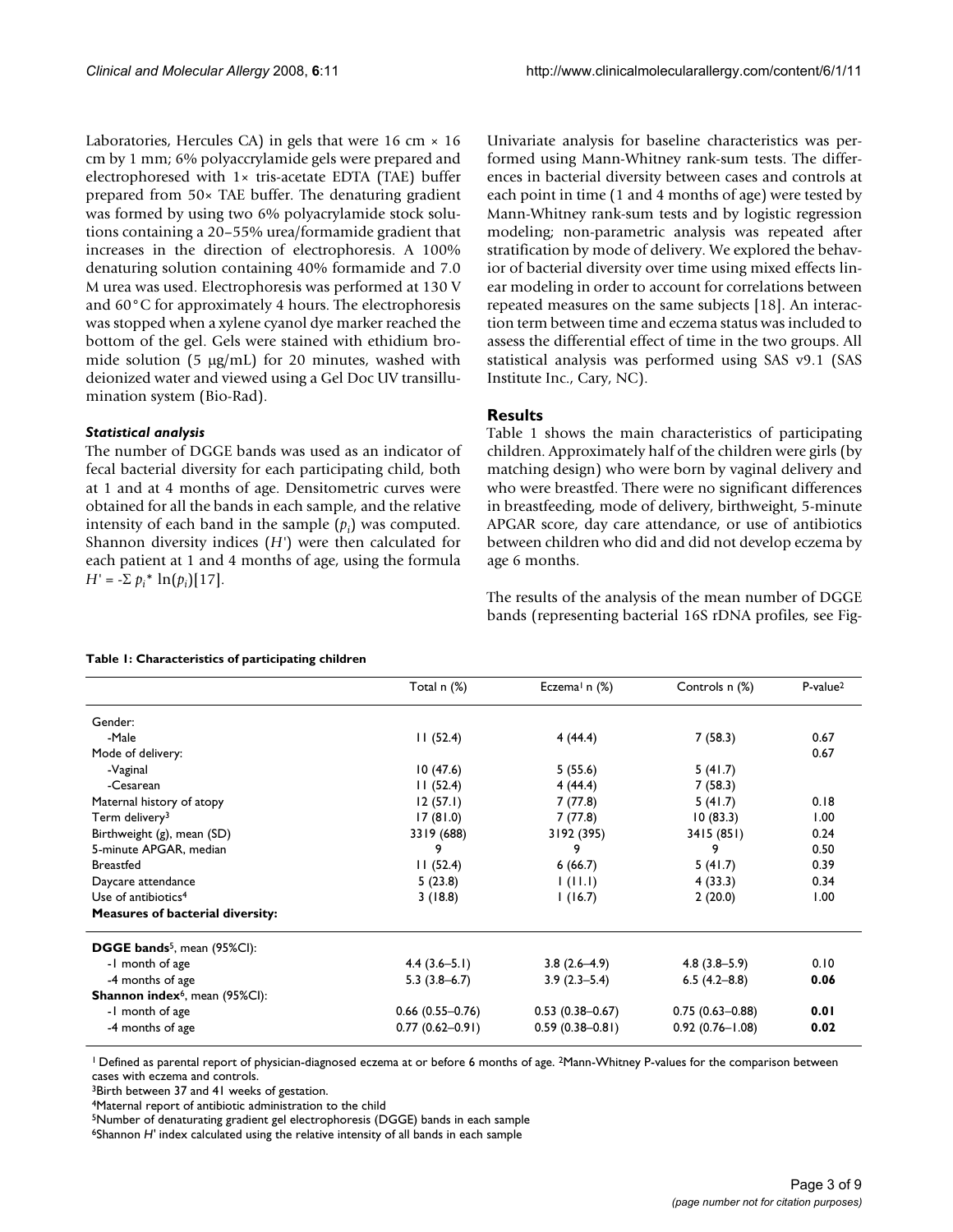Laboratories, Hercules CA) in gels that were 16 cm × 16 cm by 1 mm; 6% polyaccrylamide gels were prepared and electrophoresed with 1× tris-acetate EDTA (TAE) buffer prepared from 50× TAE buffer. The denaturing gradient was formed by using two 6% polyacrylamide stock solutions containing a 20–55% urea/formamide gradient that increases in the direction of electrophoresis. A 100% denaturing solution containing 40% formamide and 7.0 M urea was used. Electrophoresis was performed at 130 V and 60°C for approximately 4 hours. The electrophoresis was stopped when a xylene cyanol dye marker reached the bottom of the gel. Gels were stained with ethidium bromide solution (5 μg/mL) for 20 minutes, washed with deionized water and viewed using a Gel Doc UV transillumination system (Bio-Rad).

### *Statistical analysis*

The number of DGGE bands was used as an indicator of fecal bacterial diversity for each participating child, both at 1 and at 4 months of age. Densitometric curves were obtained for all the bands in each sample, and the relative intensity of each band in the sample ($p_i$) was computed. Shannon diversity indices ($H'$) were then calculated for each patient at 1 and 4 months of age, using the formula $H' = -\Sigma\, p_i * \ln(p_i)$[17].

Univariate analysis for baseline characteristics was performed using Mann-Whitney rank-sum tests. The differences in bacterial diversity between cases and controls at each point in time (1 and 4 months of age) were tested by Mann-Whitney rank-sum tests and by logistic regression modeling; non-parametric analysis was repeated after stratification by mode of delivery. We explored the behavior of bacterial diversity over time using mixed effects linear modeling in order to account for correlations between repeated measures on the same subjects [18]. An interaction term between time and eczema status was included to assess the differential effect of time in the two groups. All statistical analysis was performed using SAS v9.1 (SAS Institute Inc., Cary, NC).

## Results

Table 1 shows the main characteristics of participating children. Approximately half of the children were girls (by matching design) who were born by vaginal delivery and who were breastfed. There were no significant differences in breastfeeding, mode of delivery, birthweight, 5-minute APGAR score, day care attendance, or use of antibiotics between children who did and did not develop eczema by age 6 months.

The results of the analysis of the mean number of DGGE bands (representing bacterial 16S rDNA profiles, see Fig-

**Table 1: Characteristics of participating children**

| | Total n (%) | Eczema[1] n (%) | Controls n (%) | P-value[2] |
|---|---|---|---|---|
| Gender: | | | | |
| -Male | 11 (52.4) | 4 (44.4) | 7 (58.3) | 0.67 |
| Mode of delivery: | | | | 0.67 |
| -Vaginal | 10 (47.6) | 5 (55.6) | 5 (41.7) | |
| -Cesarean | 11 (52.4) | 4 (44.4) | 7 (58.3) | |
| Maternal history of atopy | 12 (57.1) | 7 (77.8) | 5 (41.7) | 0.18 |
| Term delivery[3] | 17 (81.0) | 7 (77.8) | 10 (83.3) | 1.00 |
| Birthweight (g), mean (SD) | 3319 (688) | 3192 (395) | 3415 (851) | 0.24 |
| 5-minute APGAR, median | 9 | 9 | 9 | 0.50 |
| Breastfed | 11 (52.4) | 6 (66.7) | 5 (41.7) | 0.39 |
| Daycare attendance | 5 (23.8) | 1 (11.1) | 4 (33.3) | 0.34 |
| Use of antibiotics[4] | 3 (18.8) | 1 (16.7) | 2 (20.0) | 1.00 |
| **Measures of bacterial diversity:** | | | | |
| **DGGE bands**[5], mean (95%CI): | | | | |
| -1 month of age | 4.4 (3.6–5.1) | 3.8 (2.6–4.9) | 4.8 (3.8–5.9) | 0.10 |
| -4 months of age | 5.3 (3.8–6.7) | 3.9 (2.3–5.4) | 6.5 (4.2–8.8) | **0.06** |
| **Shannon index**[6], mean (95%CI): | | | | |
| -1 month of age | 0.66 (0.55–0.76) | 0.53 (0.38–0.67) | 0.75 (0.63–0.88) | **0.01** |
| -4 months of age | 0.77 (0.62–0.91) | 0.59 (0.38–0.81) | 0.92 (0.76–1.08) | **0.02** |

[1] Defined as parental report of physician-diagnosed eczema at or before 6 months of age. [2]Mann-Whitney P-values for the comparison between cases with eczema and controls.
[3]Birth between 37 and 41 weeks of gestation.
[4]Maternal report of antibiotic administration to the child
[5]Number of denaturating gradient gel electrophoresis (DGGE) bands in each sample
[6]Shannon $H'$ index calculated using the relative intensity of all bands in each sample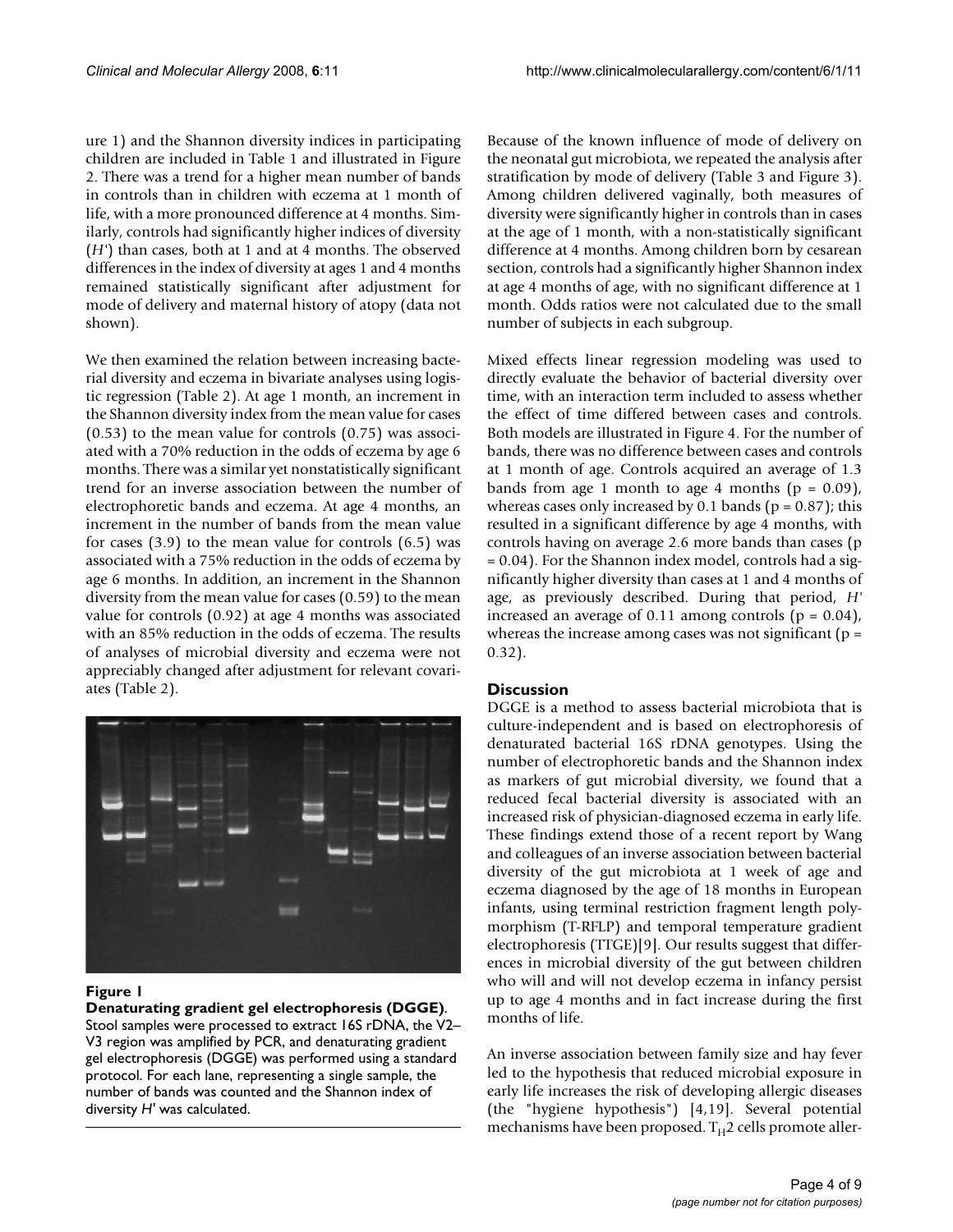ure 1) and the Shannon diversity indices in participating children are included in Table 1 and illustrated in Figure 2. There was a trend for a higher mean number of bands in controls than in children with eczema at 1 month of life, with a more pronounced difference at 4 months. Similarly, controls had significantly higher indices of diversity ($H'$) than cases, both at 1 and at 4 months. The observed differences in the index of diversity at ages 1 and 4 months remained statistically significant after adjustment for mode of delivery and maternal history of atopy (data not shown).

We then examined the relation between increasing bacterial diversity and eczema in bivariate analyses using logistic regression (Table 2). At age 1 month, an increment in the Shannon diversity index from the mean value for cases (0.53) to the mean value for controls (0.75) was associated with a 70% reduction in the odds of eczema by age 6 months. There was a similar yet nonstatistically significant trend for an inverse association between the number of electrophoretic bands and eczema. At age 4 months, an increment in the number of bands from the mean value for cases (3.9) to the mean value for controls (6.5) was associated with a 75% reduction in the odds of eczema by age 6 months. In addition, an increment in the Shannon diversity from the mean value for cases (0.59) to the mean value for controls (0.92) at age 4 months was associated with an 85% reduction in the odds of eczema. The results of analyses of microbial diversity and eczema were not appreciably changed after adjustment for relevant covariates (Table 2).

**Figure 1**

**Denaturating gradient gel electrophoresis (DGGE)**. Stool samples were processed to extract 16S rDNA, the V2–V3 region was amplified by PCR, and denaturating gradient gel electrophoresis (DGGE) was performed using a standard protocol. For each lane, representing a single sample, the number of bands was counted and the Shannon index of diversity $H'$ was calculated.

Because of the known influence of mode of delivery on the neonatal gut microbiota, we repeated the analysis after stratification by mode of delivery (Table 3 and Figure 3). Among children delivered vaginally, both measures of diversity were significantly higher in controls than in cases at the age of 1 month, with a non-statistically significant difference at 4 months. Among children born by cesarean section, controls had a significantly higher Shannon index at age 4 months of age, with no significant difference at 1 month. Odds ratios were not calculated due to the small number of subjects in each subgroup.

Mixed effects linear regression modeling was used to directly evaluate the behavior of bacterial diversity over time, with an interaction term included to assess whether the effect of time differed between cases and controls. Both models are illustrated in Figure 4. For the number of bands, there was no difference between cases and controls at 1 month of age. Controls acquired an average of 1.3 bands from age 1 month to age 4 months ($p = 0.09$), whereas cases only increased by 0.1 bands ($p = 0.87$); this resulted in a significant difference by age 4 months, with controls having on average 2.6 more bands than cases ($p = 0.04$). For the Shannon index model, controls had a significantly higher diversity than cases at 1 and 4 months of age, as previously described. During that period, $H'$ increased an average of 0.11 among controls ($p = 0.04$), whereas the increase among cases was not significant ($p = 0.32$).

## Discussion

DGGE is a method to assess bacterial microbiota that is culture-independent and is based on electrophoresis of denaturated bacterial 16S rDNA genotypes. Using the number of electrophoretic bands and the Shannon index as markers of gut microbial diversity, we found that a reduced fecal bacterial diversity is associated with an increased risk of physician-diagnosed eczema in early life. These findings extend those of a recent report by Wang and colleagues of an inverse association between bacterial diversity of the gut microbiota at 1 week of age and eczema diagnosed by the age of 18 months in European infants, using terminal restriction fragment length polymorphism (T-RFLP) and temporal temperature gradient electrophoresis (TTGE)[9]. Our results suggest that differences in microbial diversity of the gut between children who will and will not develop eczema in infancy persist up to age 4 months and in fact increase during the first months of life.

An inverse association between family size and hay fever led to the hypothesis that reduced microbial exposure in early life increases the risk of developing allergic diseases (the "hygiene hypothesis") [4,19]. Several potential mechanisms have been proposed. $T_H2$ cells promote aller-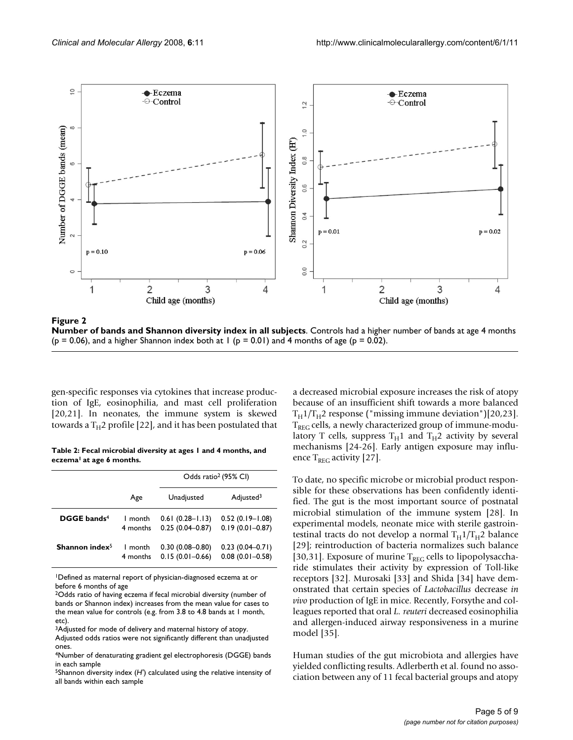**Figure 2**

**Number of bands and Shannon diversity index in all subjects**. Controls had a higher number of bands at age 4 months ($p = 0.06$), and a higher Shannon index both at 1 ($p = 0.01$) and 4 months of age ($p = 0.02$).

gen-specific responses via cytokines that increase production of IgE, eosinophilia, and mast cell proliferation [20,21]. In neonates, the immune system is skewed towards a $T_H2$ profile [22], and it has been postulated that a decreased microbial exposure increases the risk of atopy because of an insufficient shift towards a more balanced $T_H1/T_H2$ response ("missing immune deviation")[20,23]. $T_{REG}$ cells, a newly characterized group of immune-modulatory T cells, suppress $T_H1$ and $T_H2$ activity by several mechanisms [24-26]. Early antigen exposure may influence $T_{REG}$ activity [27].

**Table 2: Fecal microbial diversity at ages 1 and 4 months, and eczema[1] at age 6 months.**

| | Age | Odds ratio[2] (95% CI) | |
|---|---|---|---|
| | | Unadjusted | Adjusted[3] |
| **DGGE bands[4]** | 1 month | 0.61 (0.28–1.13) | 0.52 (0.19–1.08) |
| | 4 months | 0.25 (0.04–0.87) | 0.19 (0.01–0.87) |
| **Shannon index[5]** | 1 month | 0.30 (0.08–0.80) | 0.23 (0.04–0.71) |
| | 4 months | 0.15 (0.01–0.66) | 0.08 (0.01–0.58) |

[1]Defined as maternal report of physician-diagnosed eczema at or before 6 months of age

[2]Odds ratio of having eczema if fecal microbial diversity (number of bands or Shannon index) increases from the mean value for cases to the mean value for controls (e.g. from 3.8 to 4.8 bands at 1 month, etc).

[3]Adjusted for mode of delivery and maternal history of atopy. Adjusted odds ratios were not significantly different than unadjusted ones.

[4]Number of denaturating gradient gel electrophoresis (DGGE) bands in each sample

[5]Shannon diversity index ($H'$) calculated using the relative intensity of all bands within each sample

To date, no specific microbe or microbial product responsible for these observations has been confidently identified. The gut is the most important source of postnatal microbial stimulation of the immune system [28]. In experimental models, neonate mice with sterile gastrointestinal tracts do not develop a normal $T_H1/T_H2$ balance [29]; reintroduction of bacteria normalizes such balance [30,31]. Exposure of murine $T_{REG}$ cells to lipopolysaccharide stimulates their activity by expression of Toll-like receptors [32]. Murosaki [33] and Shida [34] have demonstrated that certain species of *Lactobacillus* decrease *in vivo* production of IgE in mice. Recently, Forsythe and colleagues reported that oral *L. reuteri* decreased eosinophilia and allergen-induced airway responsiveness in a murine model [35].

Human studies of the gut microbiota and allergies have yielded conflicting results. Adlerberth et al. found no association between any of 11 fecal bacterial groups and atopy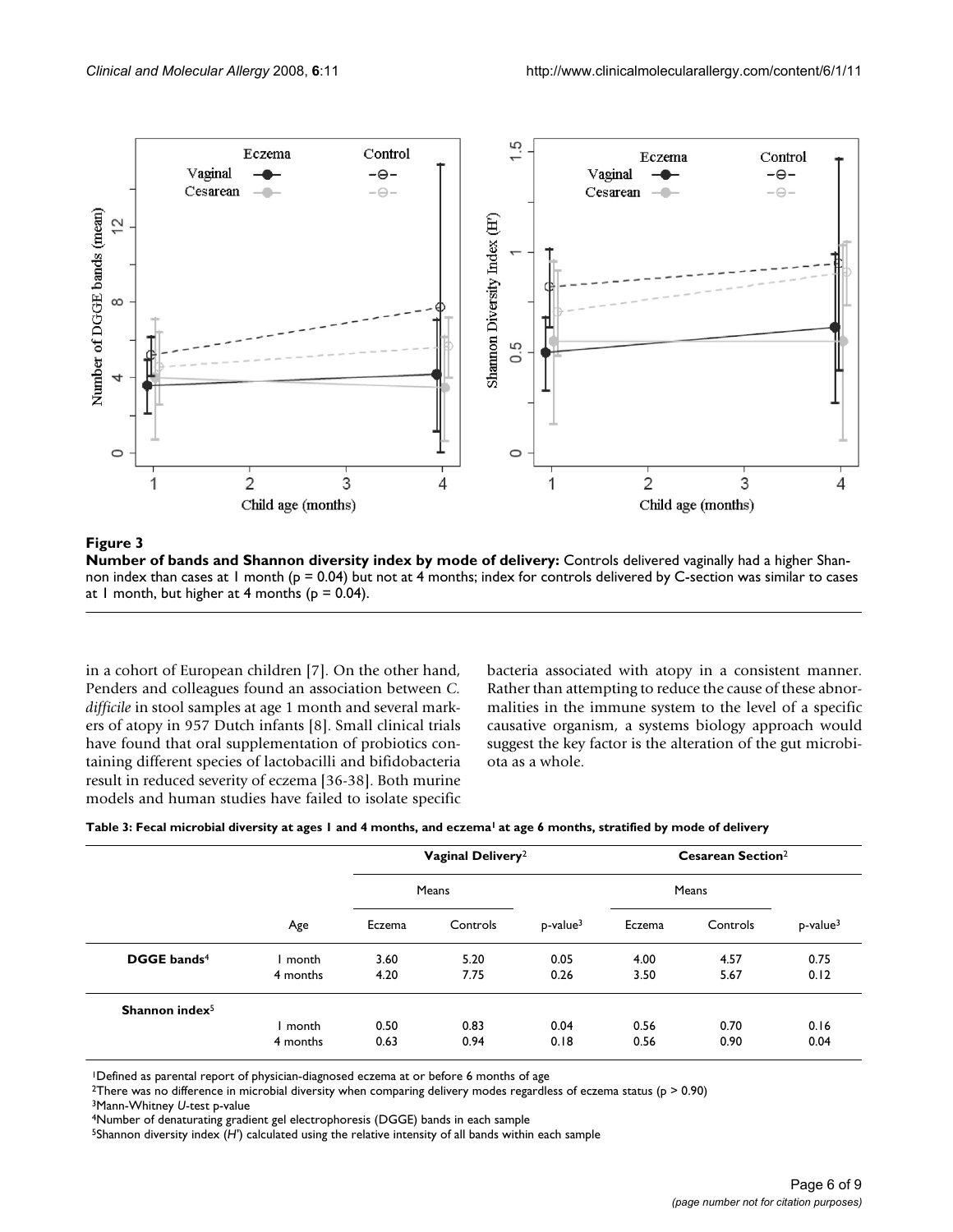**Figure 3**

**Number of bands and Shannon diversity index by mode of delivery:** Controls delivered vaginally had a higher Shannon index than cases at 1 month (p = 0.04) but not at 4 months; index for controls delivered by C-section was similar to cases at 1 month, but higher at 4 months (p = 0.04).

in a cohort of European children [7]. On the other hand, Penders and colleagues found an association between *C. difficile* in stool samples at age 1 month and several markers of atopy in 957 Dutch infants [8]. Small clinical trials have found that oral supplementation of probiotics containing different species of lactobacilli and bifidobacteria result in reduced severity of eczema [36-38]. Both murine models and human studies have failed to isolate specific bacteria associated with atopy in a consistent manner. Rather than attempting to reduce the cause of these abnormalities in the immune system to the level of a specific causative organism, a systems biology approach would suggest the key factor is the alteration of the gut microbiota as a whole.

**Table 3: Fecal microbial diversity at ages 1 and 4 months, and eczema[1] at age 6 months, stratified by mode of delivery**

| | | Vaginal Delivery[2] | | | Cesarean Section[2] | | |
|---|---|---|---|---|---|---|---|
| | | Means | | | Means | | |
| | Age | Eczema | Controls | p-value[3] | Eczema | Controls | p-value[3] |
| **DGGE bands[4]** | 1 month | 3.60 | 5.20 | 0.05 | 4.00 | 4.57 | 0.75 |
| | 4 months | 4.20 | 7.75 | 0.26 | 3.50 | 5.67 | 0.12 |
| **Shannon index[5]** | | | | | | | |
| | 1 month | 0.50 | 0.83 | 0.04 | 0.56 | 0.70 | 0.16 |
| | 4 months | 0.63 | 0.94 | 0.18 | 0.56 | 0.90 | 0.04 |

[1]Defined as parental report of physician-diagnosed eczema at or before 6 months of age

[2]There was no difference in microbial diversity when comparing delivery modes regardless of eczema status (p > 0.90)

[3]Mann-Whitney *U*-test p-value

[4]Number of denaturating gradient gel electrophoresis (DGGE) bands in each sample

[5]Shannon diversity index (*H'*) calculated using the relative intensity of all bands within each sample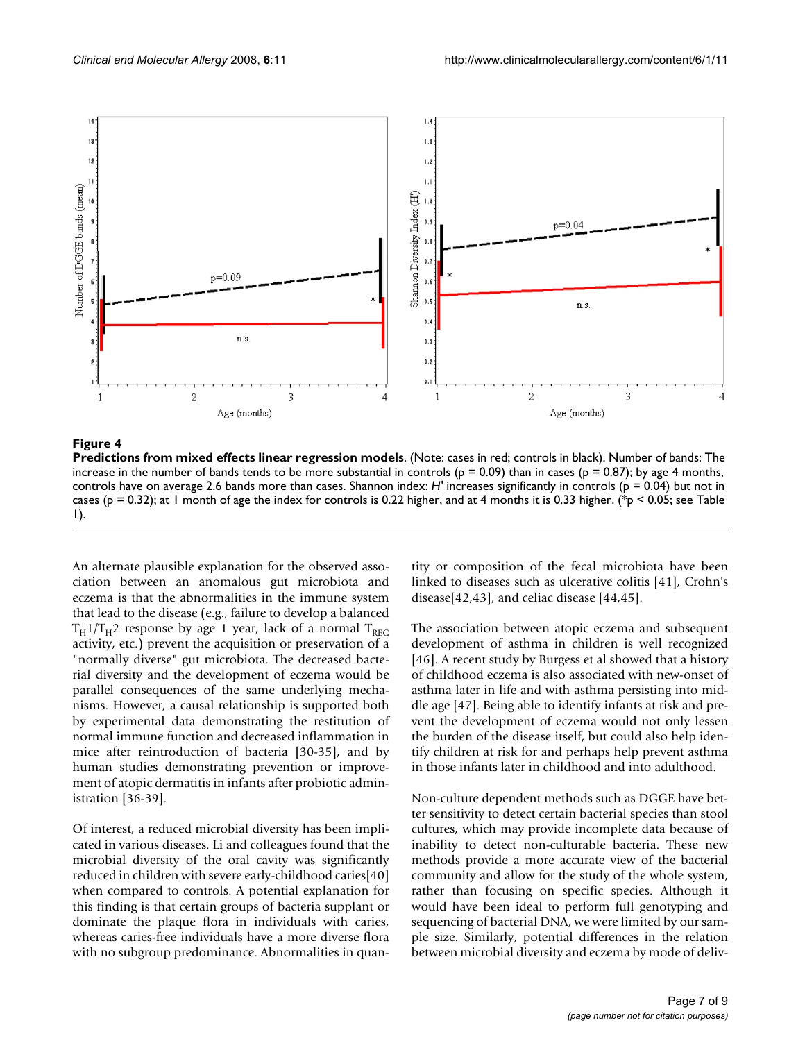**Figure 4**

**Predictions from mixed effects linear regression models**. (Note: cases in red; controls in black). Number of bands: The increase in the number of bands tends to be more substantial in controls ($p = 0.09$) than in cases ($p = 0.87$); by age 4 months, controls have on average 2.6 bands more than cases. Shannon index: *H'* increases significantly in controls ($p = 0.04$) but not in cases ($p = 0.32$); at 1 month of age the index for controls is 0.22 higher, and at 4 months it is 0.33 higher. (*$p < 0.05$; see Table 1).

An alternate plausible explanation for the observed association between an anomalous gut microbiota and eczema is that the abnormalities in the immune system that lead to the disease (e.g., failure to develop a balanced $T_H1/T_H2$ response by age 1 year, lack of a normal $T_{REG}$ activity, etc.) prevent the acquisition or preservation of a "normally diverse" gut microbiota. The decreased bacterial diversity and the development of eczema would be parallel consequences of the same underlying mechanisms. However, a causal relationship is supported both by experimental data demonstrating the restitution of normal immune function and decreased inflammation in mice after reintroduction of bacteria [30-35], and by human studies demonstrating prevention or improvement of atopic dermatitis in infants after probiotic administration [36-39].

Of interest, a reduced microbial diversity has been implicated in various diseases. Li and colleagues found that the microbial diversity of the oral cavity was significantly reduced in children with severe early-childhood caries[40] when compared to controls. A potential explanation for this finding is that certain groups of bacteria supplant or dominate the plaque flora in individuals with caries, whereas caries-free individuals have a more diverse flora with no subgroup predominance. Abnormalities in quantity or composition of the fecal microbiota have been linked to diseases such as ulcerative colitis [41], Crohn's disease[42,43], and celiac disease [44,45].

The association between atopic eczema and subsequent development of asthma in children is well recognized [46]. A recent study by Burgess et al showed that a history of childhood eczema is also associated with new-onset of asthma later in life and with asthma persisting into middle age [47]. Being able to identify infants at risk and prevent the development of eczema would not only lessen the burden of the disease itself, but could also help identify children at risk for and perhaps help prevent asthma in those infants later in childhood and into adulthood.

Non-culture dependent methods such as DGGE have better sensitivity to detect certain bacterial species than stool cultures, which may provide incomplete data because of inability to detect non-culturable bacteria. These new methods provide a more accurate view of the bacterial community and allow for the study of the whole system, rather than focusing on specific species. Although it would have been ideal to perform full genotyping and sequencing of bacterial DNA, we were limited by our sample size. Similarly, potential differences in the relation between microbial diversity and eczema by mode of deliv-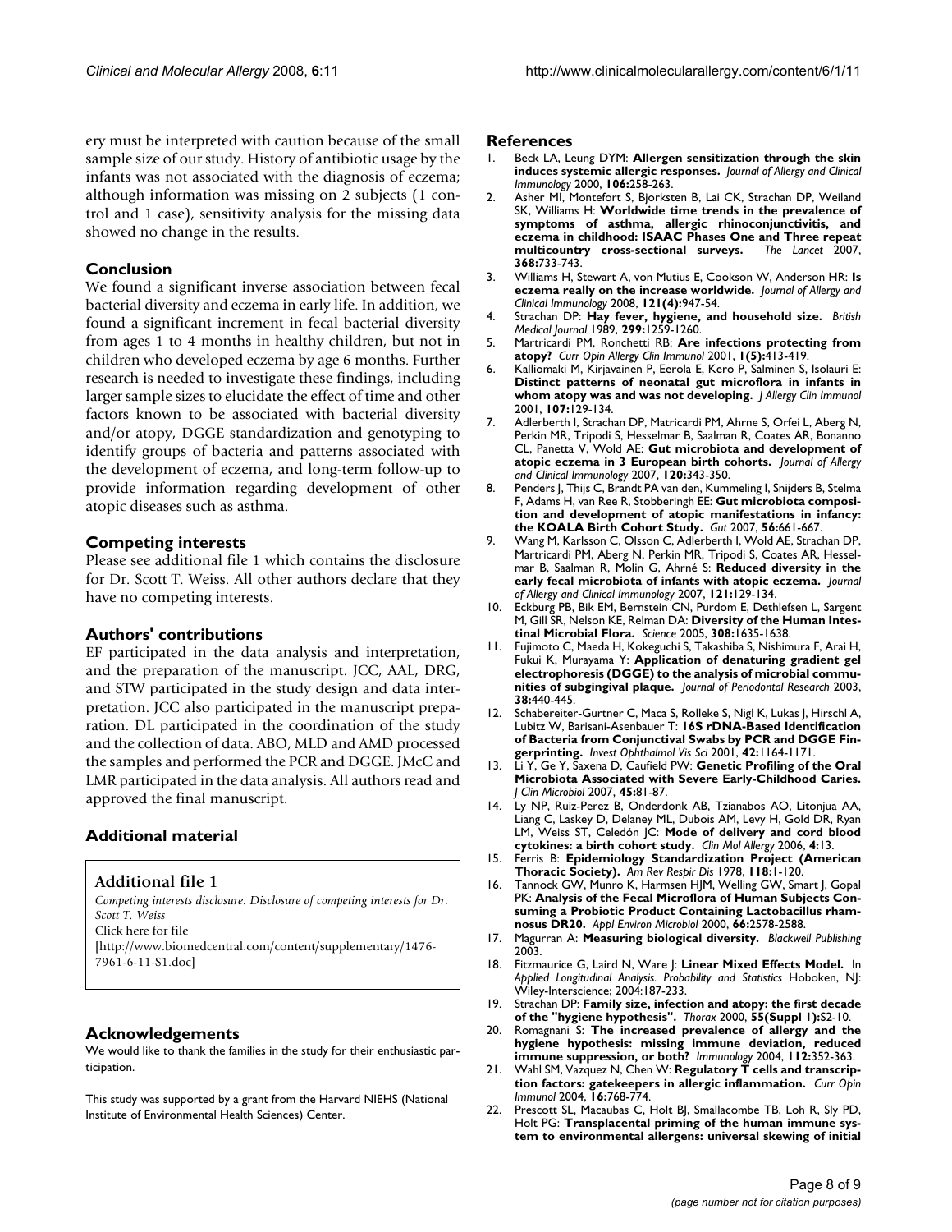ery must be interpreted with caution because of the small sample size of our study. History of antibiotic usage by the infants was not associated with the diagnosis of eczema; although information was missing on 2 subjects (1 control and 1 case), sensitivity analysis for the missing data showed no change in the results.

## Conclusion

We found a significant inverse association between fecal bacterial diversity and eczema in early life. In addition, we found a significant increment in fecal bacterial diversity from ages 1 to 4 months in healthy children, but not in children who developed eczema by age 6 months. Further research is needed to investigate these findings, including larger sample sizes to elucidate the effect of time and other factors known to be associated with bacterial diversity and/or atopy, DGGE standardization and genotyping to identify groups of bacteria and patterns associated with the development of eczema, and long-term follow-up to provide information regarding development of other atopic diseases such as asthma.

## Competing interests

Please see additional file 1 which contains the disclosure for Dr. Scott T. Weiss. All other authors declare that they have no competing interests.

## Authors' contributions

EF participated in the data analysis and interpretation, and the preparation of the manuscript. JCC, AAL, DRG, and STW participated in the study design and data interpretation. JCC also participated in the manuscript preparation. DL participated in the coordination of the study and the collection of data. ABO, MLD and AMD processed the samples and performed the PCR and DGGE. JMcC and LMR participated in the data analysis. All authors read and approved the final manuscript.

## Additional material

**Additional file 1**

*Competing interests disclosure. Disclosure of competing interests for Dr. Scott T. Weiss*

Click here for file

[http://www.biomedcentral.com/content/supplementary/1476-7961-6-11-S1.doc]

## Acknowledgements

We would like to thank the families in the study for their enthusiastic participation.

This study was supported by a grant from the Harvard NIEHS (National Institute of Environmental Health Sciences) Center.

## References

1. Beck LA, Leung DYM: **Allergen sensitization through the skin induces systemic allergic responses.** *Journal of Allergy and Clinical Immunology* 2000, **106:**258-263.
2. Asher MI, Montefort S, Bjorksten B, Lai CK, Strachan DP, Weiland SK, Williams H: **Worldwide time trends in the prevalence of symptoms of asthma, allergic rhinoconjunctivitis, and eczema in childhood: ISAAC Phases One and Three repeat multicountry cross-sectional surveys.** *The Lancet* 2007, **368:**733-743.
3. Williams H, Stewart A, von Mutius E, Cookson W, Anderson HR: **Is eczema really on the increase worldwide.** *Journal of Allergy and Clinical Immunology* 2008, **121(4):**947-54.
4. Strachan DP: **Hay fever, hygiene, and household size.** *British Medical Journal* 1989, **299:**1259-1260.
5. Martricardi PM, Ronchetti RB: **Are infections protecting from atopy?** *Curr Opin Allergy Clin Immunol* 2001, **1(5):**413-419.
6. Kalliomaki M, Kirjavainen P, Eerola E, Kero P, Salminen S, Isolauri E: **Distinct patterns of neonatal gut microflora in infants in whom atopy was and was not developing.** *J Allergy Clin Immunol* 2001, **107:**129-134.
7. Adlerberth I, Strachan DP, Matricardi PM, Ahrne S, Orfei L, Aberg N, Perkin MR, Tripodi S, Hesselmar B, Saalman R, Coates AR, Bonanno CL, Panetta V, Wold AE: **Gut microbiota and development of atopic eczema in 3 European birth cohorts.** *Journal of Allergy and Clinical Immunology* 2007, **120:**343-350.
8. Penders J, Thijs C, Brandt PA van den, Kummeling I, Snijders B, Stelma F, Adams H, van Ree R, Stobberingh EE: **Gut microbiota composition and development of atopic manifestations in infancy: the KOALA Birth Cohort Study.** *Gut* 2007, **56:**661-667.
9. Wang M, Karlsson C, Olsson C, Adlerberth I, Wold AE, Strachan DP, Martricardi PM, Aberg N, Perkin MR, Tripodi S, Coates AR, Hesselmar B, Saalman R, Molin G, Ahrné S: **Reduced diversity in the early fecal microbiota of infants with atopic eczema.** *Journal of Allergy and Clinical Immunology* 2007, **121:**129-134.
10. Eckburg PB, Bik EM, Bernstein CN, Purdom E, Dethlefsen L, Sargent M, Gill SR, Nelson KE, Relman DA: **Diversity of the Human Intestinal Microbial Flora.** *Science* 2005, **308:**1635-1638.
11. Fujimoto C, Maeda H, Kokeguchi S, Takashiba S, Nishimura F, Arai H, Fukui K, Murayama Y: **Application of denaturing gradient gel electrophoresis (DGGE) to the analysis of microbial communities of subgingival plaque.** *Journal of Periodontal Research* 2003, **38:**440-445.
12. Schabereiter-Gurtner C, Maca S, Rolleke S, Nigl K, Lukas J, Hirschl A, Lubitz W, Barisani-Asenbauer T: **16S rDNA-Based Identification of Bacteria from Conjunctival Swabs by PCR and DGGE Fingerprinting.** *Invest Ophthalmol Vis Sci* 2001, **42:**1164-1171.
13. Li Y, Ge Y, Saxena D, Caufield PW: **Genetic Profiling of the Oral Microbiota Associated with Severe Early-Childhood Caries.** *J Clin Microbiol* 2007, **45:**81-87.
14. Ly NP, Ruiz-Perez B, Onderdonk AB, Tzianabos AO, Litonjua AA, Liang C, Laskey D, Delaney ML, Dubois AM, Levy H, Gold DR, Ryan LM, Weiss ST, Celedón JC: **Mode of delivery and cord blood cytokines: a birth cohort study.** *Clin Mol Allergy* 2006, **4:**13.
15. Ferris B: **Epidemiology Standardization Project (American Thoracic Society).** *Am Rev Respir Dis* 1978, **118:**1-120.
16. Tannock GW, Munro K, Harmsen HJM, Welling GW, Smart J, Gopal PK: **Analysis of the Fecal Microflora of Human Subjects Consuming a Probiotic Product Containing Lactobacillus rhamnosus DR20.** *Appl Environ Microbiol* 2000, **66:**2578-2588.
17. Magurran A: **Measuring biological diversity.** *Blackwell Publishing* 2003.
18. Fitzmaurice G, Laird N, Ware J: **Linear Mixed Effects Model.** In *Applied Longitudinal Analysis. Probability and Statistics* Hoboken, NJ: Wiley-Interscience; 2004:187-233.
19. Strachan DP: **Family size, infection and atopy: the first decade of the "hygiene hypothesis".** *Thorax* 2000, **55(Suppl 1):**S2-10.
20. Romagnani S: **The increased prevalence of allergy and the hygiene hypothesis: missing immune deviation, reduced immune suppression, or both?** *Immunology* 2004, **112:**352-363.
21. Wahl SM, Vazquez N, Chen W: **Regulatory T cells and transcription factors: gatekeepers in allergic inflammation.** *Curr Opin Immunol* 2004, **16:**768-774.
22. Prescott SL, Macaubas C, Holt BJ, Smallacombe TB, Loh R, Sly PD, Holt PG: **Transplacental priming of the human immune system to environmental allergens: universal skewing of initial**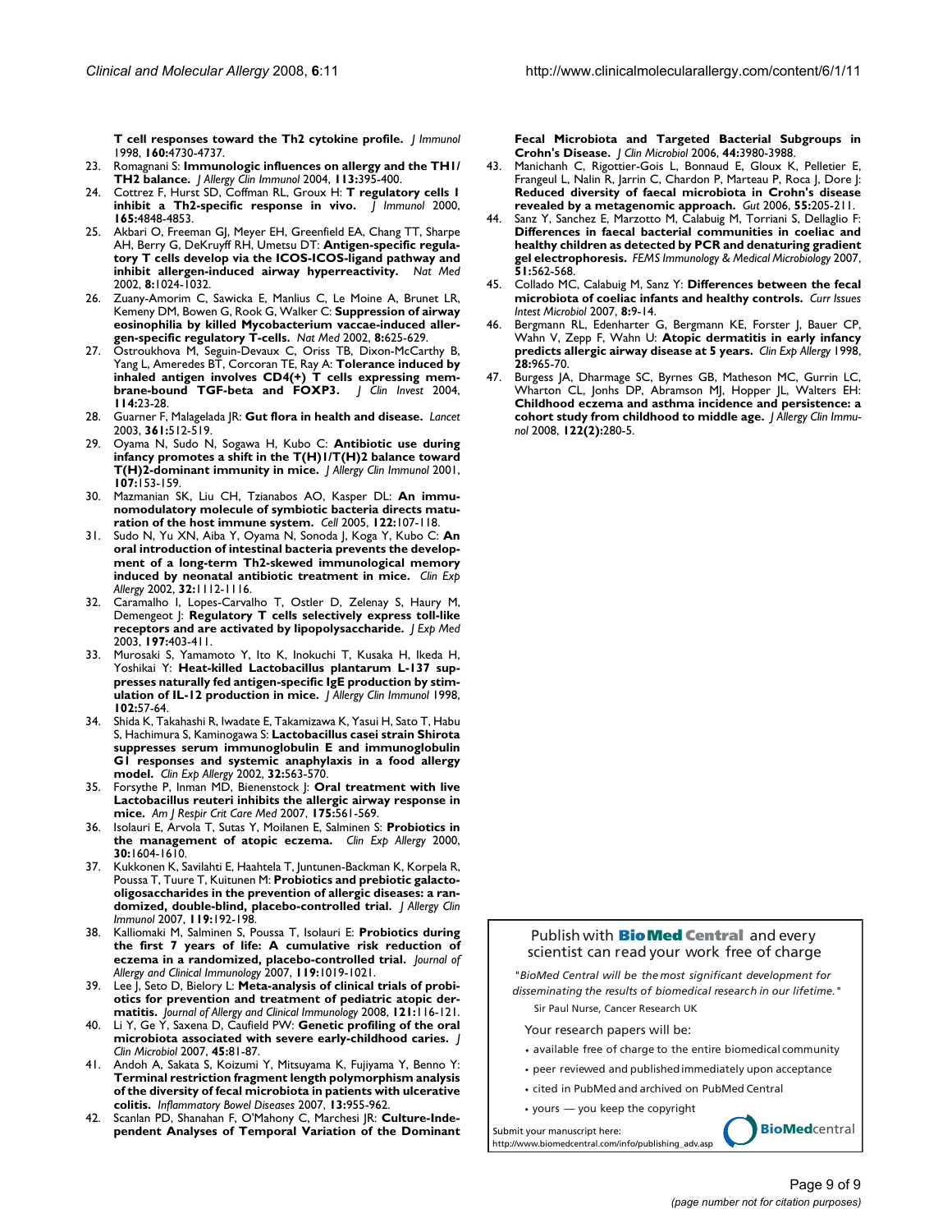**T cell responses toward the Th2 cytokine profile.** *J Immunol* 1998, **160:**4730-4737.

23. Romagnani S: **Immunologic influences on allergy and the TH1/TH2 balance.** *J Allergy Clin Immunol* 2004, **113:**395-400.
24. Cottrez F, Hurst SD, Coffman RL, Groux H: **T regulatory cells 1 inhibit a Th2-specific response in vivo.** *J Immunol* 2000, **165:**4848-4853.
25. Akbari O, Freeman GJ, Meyer EH, Greenfield EA, Chang TT, Sharpe AH, Berry G, DeKruyff RH, Umetsu DT: **Antigen-specific regulatory T cells develop via the ICOS-ICOS-ligand pathway and inhibit allergen-induced airway hyperreactivity.** *Nat Med* 2002, **8:**1024-1032.
26. Zuany-Amorim C, Sawicka E, Manlius C, Le Moine A, Brunet LR, Kemeny DM, Bowen G, Rook G, Walker C: **Suppression of airway eosinophilia by killed Mycobacterium vaccae-induced allergen-specific regulatory T-cells.** *Nat Med* 2002, **8:**625-629.
27. Ostroukhova M, Seguin-Devaux C, Oriss TB, Dixon-McCarthy B, Yang L, Ameredes BT, Corcoran TE, Ray A: **Tolerance induced by inhaled antigen involves CD4(+) T cells expressing membrane-bound TGF-beta and FOXP3.** *J Clin Invest* 2004, **114:**23-28.
28. Guarner F, Malagelada JR: **Gut flora in health and disease.** *Lancet* 2003, **361:**512-519.
29. Oyama N, Sudo N, Sogawa H, Kubo C: **Antibiotic use during infancy promotes a shift in the T(H)1/T(H)2 balance toward T(H)2-dominant immunity in mice.** *J Allergy Clin Immunol* 2001, **107:**153-159.
30. Mazmanian SK, Liu CH, Tzianabos AO, Kasper DL: **An immunomodulatory molecule of symbiotic bacteria directs maturation of the host immune system.** *Cell* 2005, **122:**107-118.
31. Sudo N, Yu XN, Aiba Y, Oyama N, Sonoda J, Koga Y, Kubo C: **An oral introduction of intestinal bacteria prevents the development of a long-term Th2-skewed immunological memory induced by neonatal antibiotic treatment in mice.** *Clin Exp Allergy* 2002, **32:**1112-1116.
32. Caramalho I, Lopes-Carvalho T, Ostler D, Zelenay S, Haury M, Demengeot J: **Regulatory T cells selectively express toll-like receptors and are activated by lipopolysaccharide.** *J Exp Med* 2003, **197:**403-411.
33. Murosaki S, Yamamoto Y, Ito K, Inokuchi T, Kusaka H, Ikeda H, Yoshikai Y: **Heat-killed Lactobacillus plantarum L-137 suppresses naturally fed antigen-specific IgE production by stimulation of IL-12 production in mice.** *J Allergy Clin Immunol* 1998, **102:**57-64.
34. Shida K, Takahashi R, Iwadate E, Takamizawa K, Yasui H, Sato T, Habu S, Hachimura S, Kaminogawa S: **Lactobacillus casei strain Shirota suppresses serum immunoglobulin E and immunoglobulin G1 responses and systemic anaphylaxis in a food allergy model.** *Clin Exp Allergy* 2002, **32:**563-570.
35. Forsythe P, Inman MD, Bienenstock J: **Oral treatment with live Lactobacillus reuteri inhibits the allergic airway response in mice.** *Am J Respir Crit Care Med* 2007, **175:**561-569.
36. Isolauri E, Arvola T, Sutas Y, Moilanen E, Salminen S: **Probiotics in the management of atopic eczema.** *Clin Exp Allergy* 2000, **30:**1604-1610.
37. Kukkonen K, Savilahti E, Haahtela T, Juntunen-Backman K, Korpela R, Poussa T, Tuure T, Kuitunen M: **Probiotics and prebiotic galacto-oligosaccharides in the prevention of allergic diseases: a randomized, double-blind, placebo-controlled trial.** *J Allergy Clin Immunol* 2007, **119:**192-198.
38. Kalliomaki M, Salminen S, Poussa T, Isolauri E: **Probiotics during the first 7 years of life: A cumulative risk reduction of eczema in a randomized, placebo-controlled trial.** *Journal of Allergy and Clinical Immunology* 2007, **119:**1019-1021.
39. Lee J, Seto D, Bielory L: **Meta-analysis of clinical trials of probiotics for prevention and treatment of pediatric atopic dermatitis.** *Journal of Allergy and Clinical Immunology* 2008, **121:**116-121.
40. Li Y, Ge Y, Saxena D, Caufield PW: **Genetic profiling of the oral microbiota associated with severe early-childhood caries.** *J Clin Microbiol* 2007, **45:**81-87.
41. Andoh A, Sakata S, Koizumi Y, Mitsuyama K, Fujiyama Y, Benno Y: **Terminal restriction fragment length polymorphism analysis of the diversity of fecal microbiota in patients with ulcerative colitis.** *Inflammatory Bowel Diseases* 2007, **13:**955-962.
42. Scanlan PD, Shanahan F, O'Mahony C, Marchesi JR: **Culture-Independent Analyses of Temporal Variation of the Dominant Fecal Microbiota and Targeted Bacterial Subgroups in Crohn's Disease.** *J Clin Microbiol* 2006, **44:**3980-3988.
43. Manichanh C, Rigottier-Gois L, Bonnaud E, Gloux K, Pelletier E, Frangeul L, Nalin R, Jarrin C, Chardon P, Marteau P, Roca J, Dore J: **Reduced diversity of faecal microbiota in Crohn's disease revealed by a metagenomic approach.** *Gut* 2006, **55:**205-211.
44. Sanz Y, Sanchez E, Marzotto M, Calabuig M, Torriani S, Dellaglio F: **Differences in faecal bacterial communities in coeliac and healthy children as detected by PCR and denaturing gradient gel electrophoresis.** *FEMS Immunology & Medical Microbiology* 2007, **51:**562-568.
45. Collado MC, Calabuig M, Sanz Y: **Differences between the fecal microbiota of coeliac infants and healthy controls.** *Curr Issues Intest Microbiol* 2007, **8:**9-14.
46. Bergmann RL, Edenharter G, Bergmann KE, Forster J, Bauer CP, Wahn V, Zepp F, Wahn U: **Atopic dermatitis in early infancy predicts allergic airway disease at 5 years.** *Clin Exp Allergy* 1998, **28:**965-70.
47. Burgess JA, Dharmage SC, Byrnes GB, Matheson MC, Gurrin LC, Wharton CL, Jonhs DP, Abramson MJ, Hopper JL, Walters EH: **Childhood eczema and asthma incidence and persistence: a cohort study from childhood to middle age.** *J Allergy Clin Immunol* 2008, **122(2):**280-5.

Publish with **BioMed Central** and every scientist can read your work free of charge

*"BioMed Central will be the most significant development for disseminating the results of biomedical research in our lifetime."*
Sir Paul Nurse, Cancer Research UK

Your research papers will be:

- available free of charge to the entire biomedical community
- peer reviewed and published immediately upon acceptance
- cited in PubMed and archived on PubMed Central
- yours — you keep the copyright

Submit your manuscript here:
http://www.biomedcentral.com/info/publishing_adv.asp

**BioMed**central